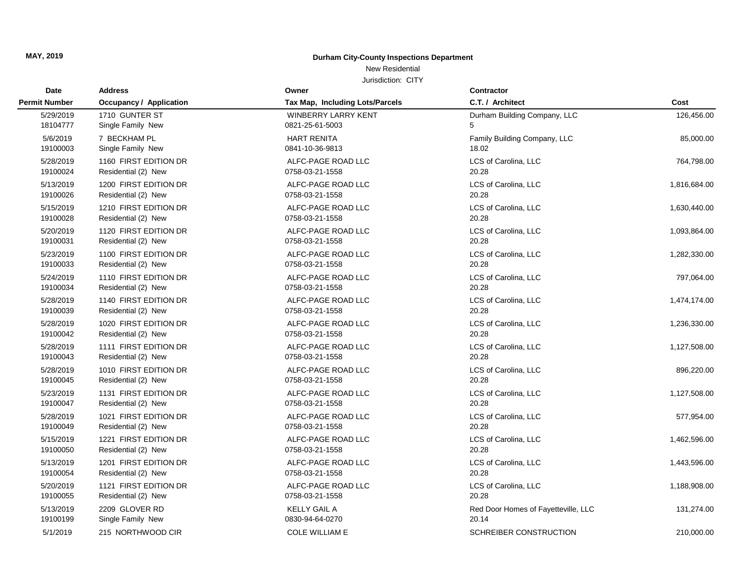MAY, 2019

**Durham City-County Inspections Department**

New Residential

Jurisdiction: CITY

| Date / Permit Number | Address / Occupancy / Application | Owner / Tax Map, Including Lots/Parcels | Contractor / C.T. / Architect | Cost |
|---|---|---|---|---|
| 5/29/2019 18104777 | 1710 GUNTER ST Single Family New | WINBERRY LARRY KENT 0821-25-61-5003 | Durham Building Company, LLC 5 | 126,456.00 |
| 5/6/2019 19100003 | 7 BECKHAM PL Single Family New | HART RENITA 0841-10-36-9813 | Family Building Company, LLC 18.02 | 85,000.00 |
| 5/28/2019 19100024 | 1160 FIRST EDITION DR Residential (2) New | ALFC-PAGE ROAD LLC 0758-03-21-1558 | LCS of Carolina, LLC 20.28 | 764,798.00 |
| 5/13/2019 19100026 | 1200 FIRST EDITION DR Residential (2) New | ALFC-PAGE ROAD LLC 0758-03-21-1558 | LCS of Carolina, LLC 20.28 | 1,816,684.00 |
| 5/15/2019 19100028 | 1210 FIRST EDITION DR Residential (2) New | ALFC-PAGE ROAD LLC 0758-03-21-1558 | LCS of Carolina, LLC 20.28 | 1,630,440.00 |
| 5/20/2019 19100031 | 1120 FIRST EDITION DR Residential (2) New | ALFC-PAGE ROAD LLC 0758-03-21-1558 | LCS of Carolina, LLC 20.28 | 1,093,864.00 |
| 5/23/2019 19100033 | 1100 FIRST EDITION DR Residential (2) New | ALFC-PAGE ROAD LLC 0758-03-21-1558 | LCS of Carolina, LLC 20.28 | 1,282,330.00 |
| 5/24/2019 19100034 | 1110 FIRST EDITION DR Residential (2) New | ALFC-PAGE ROAD LLC 0758-03-21-1558 | LCS of Carolina, LLC 20.28 | 797,064.00 |
| 5/28/2019 19100039 | 1140 FIRST EDITION DR Residential (2) New | ALFC-PAGE ROAD LLC 0758-03-21-1558 | LCS of Carolina, LLC 20.28 | 1,474,174.00 |
| 5/28/2019 19100042 | 1020 FIRST EDITION DR Residential (2) New | ALFC-PAGE ROAD LLC 0758-03-21-1558 | LCS of Carolina, LLC 20.28 | 1,236,330.00 |
| 5/28/2019 19100043 | 1111 FIRST EDITION DR Residential (2) New | ALFC-PAGE ROAD LLC 0758-03-21-1558 | LCS of Carolina, LLC 20.28 | 1,127,508.00 |
| 5/28/2019 19100045 | 1010 FIRST EDITION DR Residential (2) New | ALFC-PAGE ROAD LLC 0758-03-21-1558 | LCS of Carolina, LLC 20.28 | 896,220.00 |
| 5/23/2019 19100047 | 1131 FIRST EDITION DR Residential (2) New | ALFC-PAGE ROAD LLC 0758-03-21-1558 | LCS of Carolina, LLC 20.28 | 1,127,508.00 |
| 5/28/2019 19100049 | 1021 FIRST EDITION DR Residential (2) New | ALFC-PAGE ROAD LLC 0758-03-21-1558 | LCS of Carolina, LLC 20.28 | 577,954.00 |
| 5/15/2019 19100050 | 1221 FIRST EDITION DR Residential (2) New | ALFC-PAGE ROAD LLC 0758-03-21-1558 | LCS of Carolina, LLC 20.28 | 1,462,596.00 |
| 5/13/2019 19100054 | 1201 FIRST EDITION DR Residential (2) New | ALFC-PAGE ROAD LLC 0758-03-21-1558 | LCS of Carolina, LLC 20.28 | 1,443,596.00 |
| 5/20/2019 19100055 | 1121 FIRST EDITION DR Residential (2) New | ALFC-PAGE ROAD LLC 0758-03-21-1558 | LCS of Carolina, LLC 20.28 | 1,188,908.00 |
| 5/13/2019 19100199 | 2209 GLOVER RD Single Family New | KELLY GAIL A 0830-94-64-0270 | Red Door Homes of Fayetteville, LLC 20.14 | 131,274.00 |
| 5/1/2019 | 215 NORTHWOOD CIR | COLE WILLIAM E | SCHREIBER CONSTRUCTION | 210,000.00 |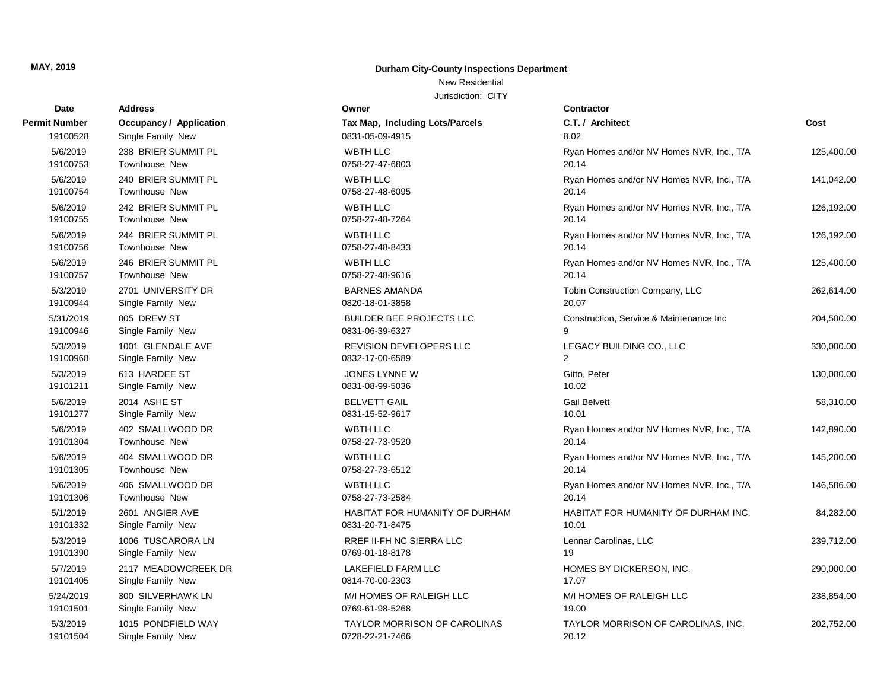**MAY, 2019**

**Durham City-County Inspections Department**

New Residential

Jurisdiction: CITY

| Date / Permit Number | Address / Occupancy / Application | Owner / Tax Map, Including Lots/Parcels | Contractor / C.T. / Architect | Cost |
|---|---|---|---|---|
| 19100528 | Single Family New | 0831-05-09-4915 | 8.02 | |
| 5/6/2019 | 238 BRIER SUMMIT PL | WBTH LLC | Ryan Homes and/or NV Homes NVR, Inc., T/A | 125,400.00 |
| 19100753 | Townhouse New | 0758-27-47-6803 | 20.14 | |
| 5/6/2019 | 240 BRIER SUMMIT PL | WBTH LLC | Ryan Homes and/or NV Homes NVR, Inc., T/A | 141,042.00 |
| 19100754 | Townhouse New | 0758-27-48-6095 | 20.14 | |
| 5/6/2019 | 242 BRIER SUMMIT PL | WBTH LLC | Ryan Homes and/or NV Homes NVR, Inc., T/A | 126,192.00 |
| 19100755 | Townhouse New | 0758-27-48-7264 | 20.14 | |
| 5/6/2019 | 244 BRIER SUMMIT PL | WBTH LLC | Ryan Homes and/or NV Homes NVR, Inc., T/A | 126,192.00 |
| 19100756 | Townhouse New | 0758-27-48-8433 | 20.14 | |
| 5/6/2019 | 246 BRIER SUMMIT PL | WBTH LLC | Ryan Homes and/or NV Homes NVR, Inc., T/A | 125,400.00 |
| 19100757 | Townhouse New | 0758-27-48-9616 | 20.14 | |
| 5/3/2019 | 2701 UNIVERSITY DR | BARNES AMANDA | Tobin Construction Company, LLC | 262,614.00 |
| 19100944 | Single Family New | 0820-18-01-3858 | 20.07 | |
| 5/31/2019 | 805 DREW ST | BUILDER BEE PROJECTS LLC | Construction, Service & Maintenance Inc | 204,500.00 |
| 19100946 | Single Family New | 0831-06-39-6327 | 9 | |
| 5/3/2019 | 1001 GLENDALE AVE | REVISION DEVELOPERS LLC | LEGACY BUILDING CO., LLC | 330,000.00 |
| 19100968 | Single Family New | 0832-17-00-6589 | 2 | |
| 5/3/2019 | 613 HARDEE ST | JONES LYNNE W | Gitto, Peter | 130,000.00 |
| 19101211 | Single Family New | 0831-08-99-5036 | 10.02 | |
| 5/6/2019 | 2014 ASHE ST | BELVETT GAIL | Gail Belvett | 58,310.00 |
| 19101277 | Single Family New | 0831-15-52-9617 | 10.01 | |
| 5/6/2019 | 402 SMALLWOOD DR | WBTH LLC | Ryan Homes and/or NV Homes NVR, Inc., T/A | 142,890.00 |
| 19101304 | Townhouse New | 0758-27-73-9520 | 20.14 | |
| 5/6/2019 | 404 SMALLWOOD DR | WBTH LLC | Ryan Homes and/or NV Homes NVR, Inc., T/A | 145,200.00 |
| 19101305 | Townhouse New | 0758-27-73-6512 | 20.14 | |
| 5/6/2019 | 406 SMALLWOOD DR | WBTH LLC | Ryan Homes and/or NV Homes NVR, Inc., T/A | 146,586.00 |
| 19101306 | Townhouse New | 0758-27-73-2584 | 20.14 | |
| 5/1/2019 | 2601 ANGIER AVE | HABITAT FOR HUMANITY OF DURHAM | HABITAT FOR HUMANITY OF DURHAM INC. | 84,282.00 |
| 19101332 | Single Family New | 0831-20-71-8475 | 10.01 | |
| 5/3/2019 | 1006 TUSCARORA LN | RREF II-FH NC SIERRA LLC | Lennar Carolinas, LLC | 239,712.00 |
| 19101390 | Single Family New | 0769-01-18-8178 | 19 | |
| 5/7/2019 | 2117 MEADOWCREEK DR | LAKEFIELD FARM LLC | HOMES BY DICKERSON, INC. | 290,000.00 |
| 19101405 | Single Family New | 0814-70-00-2303 | 17.07 | |
| 5/24/2019 | 300 SILVERHAWK LN | M/I HOMES OF RALEIGH LLC | M/I HOMES OF RALEIGH LLC | 238,854.00 |
| 19101501 | Single Family New | 0769-61-98-5268 | 19.00 | |
| 5/3/2019 | 1015 PONDFIELD WAY | TAYLOR MORRISON OF CAROLINAS | TAYLOR MORRISON OF CAROLINAS, INC. | 202,752.00 |
| 19101504 | Single Family New | 0728-22-21-7466 | 20.12 | |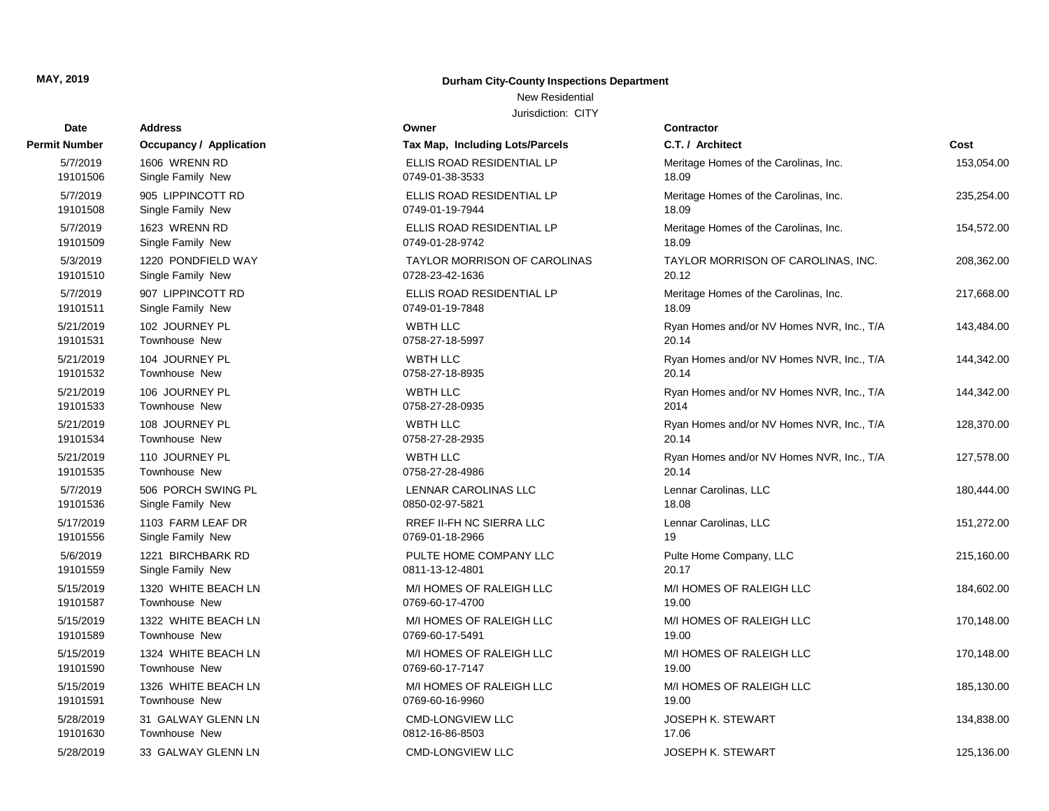**MAY, 2019**

**Durham City-County Inspections Department**

New Residential

Jurisdiction: CITY

| Date / Permit Number | Address / Occupancy / Application | Owner / Tax Map, Including Lots/Parcels | Contractor / C.T. / Architect | Cost |
|---|---|---|---|---|
| 5/7/2019<br>19101506 | 1606 WRENN RD<br>Single Family New | ELLIS ROAD RESIDENTIAL LP<br>0749-01-38-3533 | Meritage Homes of the Carolinas, Inc.<br>18.09 | 153,054.00 |
| 5/7/2019<br>19101508 | 905 LIPPINCOTT RD<br>Single Family New | ELLIS ROAD RESIDENTIAL LP<br>0749-01-19-7944 | Meritage Homes of the Carolinas, Inc.<br>18.09 | 235,254.00 |
| 5/7/2019<br>19101509 | 1623 WRENN RD<br>Single Family New | ELLIS ROAD RESIDENTIAL LP<br>0749-01-28-9742 | Meritage Homes of the Carolinas, Inc.<br>18.09 | 154,572.00 |
| 5/3/2019<br>19101510 | 1220 PONDFIELD WAY<br>Single Family New | TAYLOR MORRISON OF CAROLINAS<br>0728-23-42-1636 | TAYLOR MORRISON OF CAROLINAS, INC.<br>20.12 | 208,362.00 |
| 5/7/2019<br>19101511 | 907 LIPPINCOTT RD<br>Single Family New | ELLIS ROAD RESIDENTIAL LP<br>0749-01-19-7848 | Meritage Homes of the Carolinas, Inc.<br>18.09 | 217,668.00 |
| 5/21/2019<br>19101531 | 102 JOURNEY PL<br>Townhouse New | WBTH LLC<br>0758-27-18-5997 | Ryan Homes and/or NV Homes NVR, Inc., T/A<br>20.14 | 143,484.00 |
| 5/21/2019<br>19101532 | 104 JOURNEY PL<br>Townhouse New | WBTH LLC<br>0758-27-18-8935 | Ryan Homes and/or NV Homes NVR, Inc., T/A<br>20.14 | 144,342.00 |
| 5/21/2019<br>19101533 | 106 JOURNEY PL<br>Townhouse New | WBTH LLC<br>0758-27-28-0935 | Ryan Homes and/or NV Homes NVR, Inc., T/A<br>2014 | 144,342.00 |
| 5/21/2019<br>19101534 | 108 JOURNEY PL<br>Townhouse New | WBTH LLC<br>0758-27-28-2935 | Ryan Homes and/or NV Homes NVR, Inc., T/A<br>20.14 | 128,370.00 |
| 5/21/2019<br>19101535 | 110 JOURNEY PL<br>Townhouse New | WBTH LLC<br>0758-27-28-4986 | Ryan Homes and/or NV Homes NVR, Inc., T/A<br>20.14 | 127,578.00 |
| 5/7/2019<br>19101536 | 506 PORCH SWING PL<br>Single Family New | LENNAR CAROLINAS LLC<br>0850-02-97-5821 | Lennar Carolinas, LLC<br>18.08 | 180,444.00 |
| 5/17/2019<br>19101556 | 1103 FARM LEAF DR<br>Single Family New | RREF II-FH NC SIERRA LLC<br>0769-01-18-2966 | Lennar Carolinas, LLC<br>19 | 151,272.00 |
| 5/6/2019<br>19101559 | 1221 BIRCHBARK RD<br>Single Family New | PULTE HOME COMPANY LLC<br>0811-13-12-4801 | Pulte Home Company, LLC<br>20.17 | 215,160.00 |
| 5/15/2019<br>19101587 | 1320 WHITE BEACH LN<br>Townhouse New | M/I HOMES OF RALEIGH LLC<br>0769-60-17-4700 | M/I HOMES OF RALEIGH LLC<br>19.00 | 184,602.00 |
| 5/15/2019<br>19101589 | 1322 WHITE BEACH LN<br>Townhouse New | M/I HOMES OF RALEIGH LLC<br>0769-60-17-5491 | M/I HOMES OF RALEIGH LLC<br>19.00 | 170,148.00 |
| 5/15/2019<br>19101590 | 1324 WHITE BEACH LN<br>Townhouse New | M/I HOMES OF RALEIGH LLC<br>0769-60-17-7147 | M/I HOMES OF RALEIGH LLC<br>19.00 | 170,148.00 |
| 5/15/2019<br>19101591 | 1326 WHITE BEACH LN<br>Townhouse New | M/I HOMES OF RALEIGH LLC<br>0769-60-16-9960 | M/I HOMES OF RALEIGH LLC<br>19.00 | 185,130.00 |
| 5/28/2019<br>19101630 | 31 GALWAY GLENN LN<br>Townhouse New | CMD-LONGVIEW LLC<br>0812-16-86-8503 | JOSEPH K. STEWART<br>17.06 | 134,838.00 |
| 5/28/2019 | 33 GALWAY GLENN LN | CMD-LONGVIEW LLC | JOSEPH K. STEWART | 125,136.00 |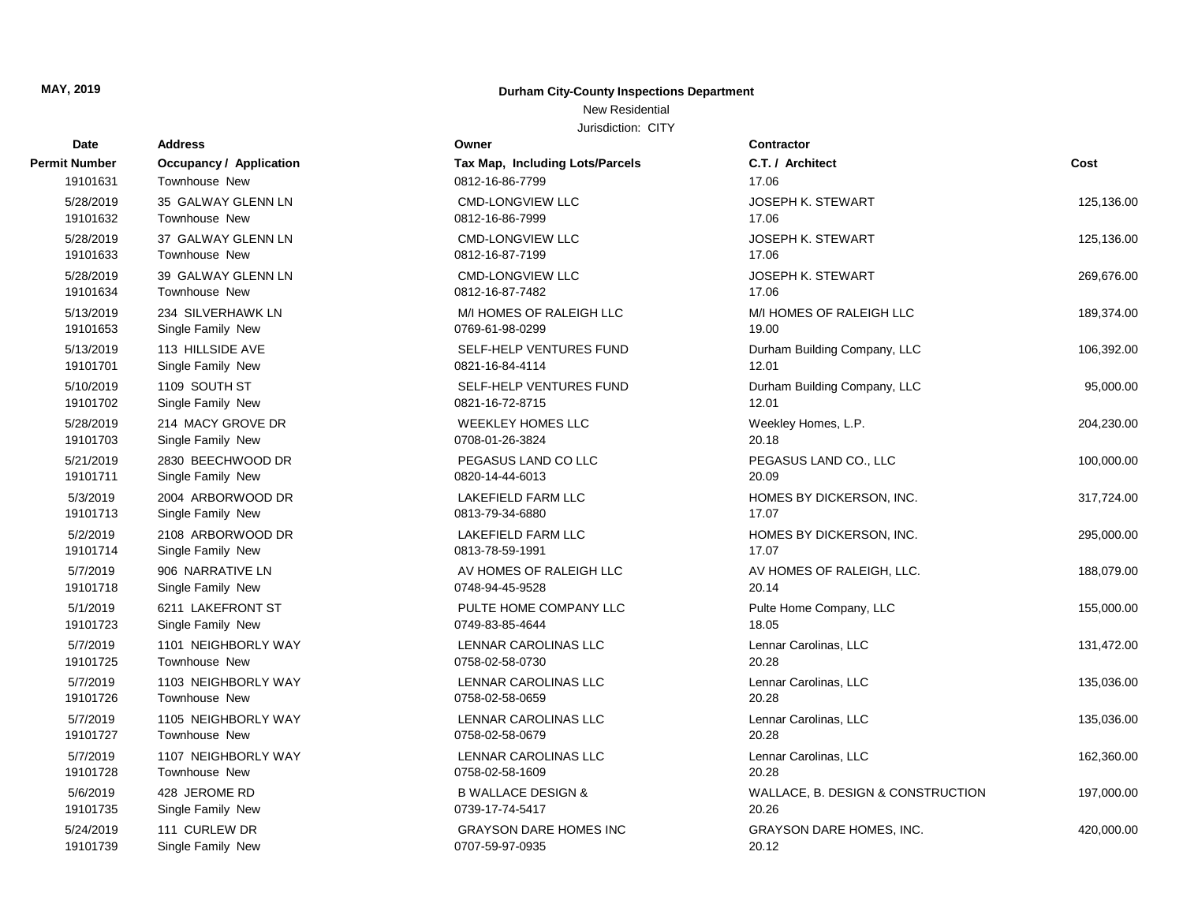MAY, 2019

**Durham City-County Inspections Department**

New Residential

Jurisdiction: CITY

| Date | Address | Owner | Contractor | |
|---|---|---|---|---|
| **Permit Number** | **Occupancy / Application** | **Tax Map, Including Lots/Parcels** | **C.T. / Architect** | **Cost** |
| 19101631 | Townhouse New | 0812-16-86-7799 | 17.06 | |
| 5/28/2019 | 35 GALWAY GLENN LN | CMD-LONGVIEW LLC | JOSEPH K. STEWART | 125,136.00 |
| 19101632 | Townhouse New | 0812-16-86-7999 | 17.06 | |
| 5/28/2019 | 37 GALWAY GLENN LN | CMD-LONGVIEW LLC | JOSEPH K. STEWART | 125,136.00 |
| 19101633 | Townhouse New | 0812-16-87-7199 | 17.06 | |
| 5/28/2019 | 39 GALWAY GLENN LN | CMD-LONGVIEW LLC | JOSEPH K. STEWART | 269,676.00 |
| 19101634 | Townhouse New | 0812-16-87-7482 | 17.06 | |
| 5/13/2019 | 234 SILVERHAWK LN | M/I HOMES OF RALEIGH LLC | M/I HOMES OF RALEIGH LLC | 189,374.00 |
| 19101653 | Single Family New | 0769-61-98-0299 | 19.00 | |
| 5/13/2019 | 113 HILLSIDE AVE | SELF-HELP VENTURES FUND | Durham Building Company, LLC | 106,392.00 |
| 19101701 | Single Family New | 0821-16-84-4114 | 12.01 | |
| 5/10/2019 | 1109 SOUTH ST | SELF-HELP VENTURES FUND | Durham Building Company, LLC | 95,000.00 |
| 19101702 | Single Family New | 0821-16-72-8715 | 12.01 | |
| 5/28/2019 | 214 MACY GROVE DR | WEEKLEY HOMES LLC | Weekley Homes, L.P. | 204,230.00 |
| 19101703 | Single Family New | 0708-01-26-3824 | 20.18 | |
| 5/21/2019 | 2830 BEECHWOOD DR | PEGASUS LAND CO LLC | PEGASUS LAND CO., LLC | 100,000.00 |
| 19101711 | Single Family New | 0820-14-44-6013 | 20.09 | |
| 5/3/2019 | 2004 ARBORWOOD DR | LAKEFIELD FARM LLC | HOMES BY DICKERSON, INC. | 317,724.00 |
| 19101713 | Single Family New | 0813-79-34-6880 | 17.07 | |
| 5/2/2019 | 2108 ARBORWOOD DR | LAKEFIELD FARM LLC | HOMES BY DICKERSON, INC. | 295,000.00 |
| 19101714 | Single Family New | 0813-78-59-1991 | 17.07 | |
| 5/7/2019 | 906 NARRATIVE LN | AV HOMES OF RALEIGH LLC | AV HOMES OF RALEIGH, LLC. | 188,079.00 |
| 19101718 | Single Family New | 0748-94-45-9528 | 20.14 | |
| 5/1/2019 | 6211 LAKEFRONT ST | PULTE HOME COMPANY LLC | Pulte Home Company, LLC | 155,000.00 |
| 19101723 | Single Family New | 0749-83-85-4644 | 18.05 | |
| 5/7/2019 | 1101 NEIGHBORLY WAY | LENNAR CAROLINAS LLC | Lennar Carolinas, LLC | 131,472.00 |
| 19101725 | Townhouse New | 0758-02-58-0730 | 20.28 | |
| 5/7/2019 | 1103 NEIGHBORLY WAY | LENNAR CAROLINAS LLC | Lennar Carolinas, LLC | 135,036.00 |
| 19101726 | Townhouse New | 0758-02-58-0659 | 20.28 | |
| 5/7/2019 | 1105 NEIGHBORLY WAY | LENNAR CAROLINAS LLC | Lennar Carolinas, LLC | 135,036.00 |
| 19101727 | Townhouse New | 0758-02-58-0679 | 20.28 | |
| 5/7/2019 | 1107 NEIGHBORLY WAY | LENNAR CAROLINAS LLC | Lennar Carolinas, LLC | 162,360.00 |
| 19101728 | Townhouse New | 0758-02-58-1609 | 20.28 | |
| 5/6/2019 | 428 JEROME RD | B WALLACE DESIGN & | WALLACE, B. DESIGN & CONSTRUCTION | 197,000.00 |
| 19101735 | Single Family New | 0739-17-74-5417 | 20.26 | |
| 5/24/2019 | 111 CURLEW DR | GRAYSON DARE HOMES INC | GRAYSON DARE HOMES, INC. | 420,000.00 |
| 19101739 | Single Family New | 0707-59-97-0935 | 20.12 | |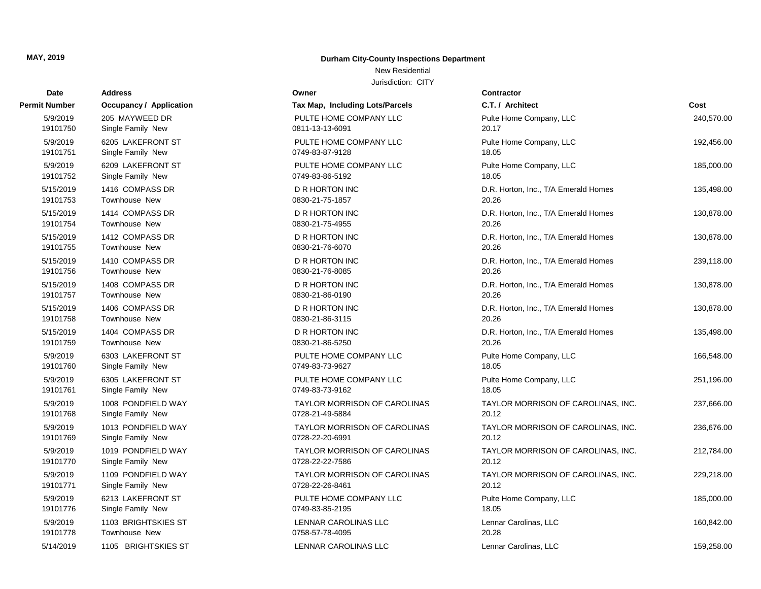**MAY, 2019**

**Durham City-County Inspections Department**

New Residential

Jurisdiction: CITY

| Date / Permit Number | Address / Occupancy / Application | Owner / Tax Map, Including Lots/Parcels | Contractor / C.T. / Architect | Cost |
|---|---|---|---|---|
| 5/9/2019<br>19101750 | 205 MAYWEED DR<br>Single Family New | PULTE HOME COMPANY LLC<br>0811-13-13-6091 | Pulte Home Company, LLC<br>20.17 | 240,570.00 |
| 5/9/2019<br>19101751 | 6205 LAKEFRONT ST<br>Single Family New | PULTE HOME COMPANY LLC<br>0749-83-87-9128 | Pulte Home Company, LLC<br>18.05 | 192,456.00 |
| 5/9/2019<br>19101752 | 6209 LAKEFRONT ST<br>Single Family New | PULTE HOME COMPANY LLC<br>0749-83-86-5192 | Pulte Home Company, LLC<br>18.05 | 185,000.00 |
| 5/15/2019<br>19101753 | 1416 COMPASS DR<br>Townhouse New | D R HORTON INC<br>0830-21-75-1857 | D.R. Horton, Inc., T/A Emerald Homes<br>20.26 | 135,498.00 |
| 5/15/2019<br>19101754 | 1414 COMPASS DR<br>Townhouse New | D R HORTON INC<br>0830-21-75-4955 | D.R. Horton, Inc., T/A Emerald Homes<br>20.26 | 130,878.00 |
| 5/15/2019<br>19101755 | 1412 COMPASS DR<br>Townhouse New | D R HORTON INC<br>0830-21-76-6070 | D.R. Horton, Inc., T/A Emerald Homes<br>20.26 | 130,878.00 |
| 5/15/2019<br>19101756 | 1410 COMPASS DR<br>Townhouse New | D R HORTON INC<br>0830-21-76-8085 | D.R. Horton, Inc., T/A Emerald Homes<br>20.26 | 239,118.00 |
| 5/15/2019<br>19101757 | 1408 COMPASS DR<br>Townhouse New | D R HORTON INC<br>0830-21-86-0190 | D.R. Horton, Inc., T/A Emerald Homes<br>20.26 | 130,878.00 |
| 5/15/2019<br>19101758 | 1406 COMPASS DR<br>Townhouse New | D R HORTON INC<br>0830-21-86-3115 | D.R. Horton, Inc., T/A Emerald Homes<br>20.26 | 130,878.00 |
| 5/15/2019<br>19101759 | 1404 COMPASS DR<br>Townhouse New | D R HORTON INC<br>0830-21-86-5250 | D.R. Horton, Inc., T/A Emerald Homes<br>20.26 | 135,498.00 |
| 5/9/2019<br>19101760 | 6303 LAKEFRONT ST<br>Single Family New | PULTE HOME COMPANY LLC<br>0749-83-73-9627 | Pulte Home Company, LLC<br>18.05 | 166,548.00 |
| 5/9/2019<br>19101761 | 6305 LAKEFRONT ST<br>Single Family New | PULTE HOME COMPANY LLC<br>0749-83-73-9162 | Pulte Home Company, LLC<br>18.05 | 251,196.00 |
| 5/9/2019<br>19101768 | 1008 PONDFIELD WAY<br>Single Family New | TAYLOR MORRISON OF CAROLINAS<br>0728-21-49-5884 | TAYLOR MORRISON OF CAROLINAS, INC.<br>20.12 | 237,666.00 |
| 5/9/2019<br>19101769 | 1013 PONDFIELD WAY<br>Single Family New | TAYLOR MORRISON OF CAROLINAS<br>0728-22-20-6991 | TAYLOR MORRISON OF CAROLINAS, INC.<br>20.12 | 236,676.00 |
| 5/9/2019<br>19101770 | 1019 PONDFIELD WAY<br>Single Family New | TAYLOR MORRISON OF CAROLINAS<br>0728-22-22-7586 | TAYLOR MORRISON OF CAROLINAS, INC.<br>20.12 | 212,784.00 |
| 5/9/2019<br>19101771 | 1109 PONDFIELD WAY<br>Single Family New | TAYLOR MORRISON OF CAROLINAS<br>0728-22-26-8461 | TAYLOR MORRISON OF CAROLINAS, INC.<br>20.12 | 229,218.00 |
| 5/9/2019<br>19101776 | 6213 LAKEFRONT ST<br>Single Family New | PULTE HOME COMPANY LLC<br>0749-83-85-2195 | Pulte Home Company, LLC<br>18.05 | 185,000.00 |
| 5/9/2019<br>19101778 | 1103 BRIGHTSKIES ST<br>Townhouse New | LENNAR CAROLINAS LLC<br>0758-57-78-4095 | Lennar Carolinas, LLC<br>20.28 | 160,842.00 |
| 5/14/2019 | 1105 BRIGHTSKIES ST | LENNAR CAROLINAS LLC | Lennar Carolinas, LLC | 159,258.00 |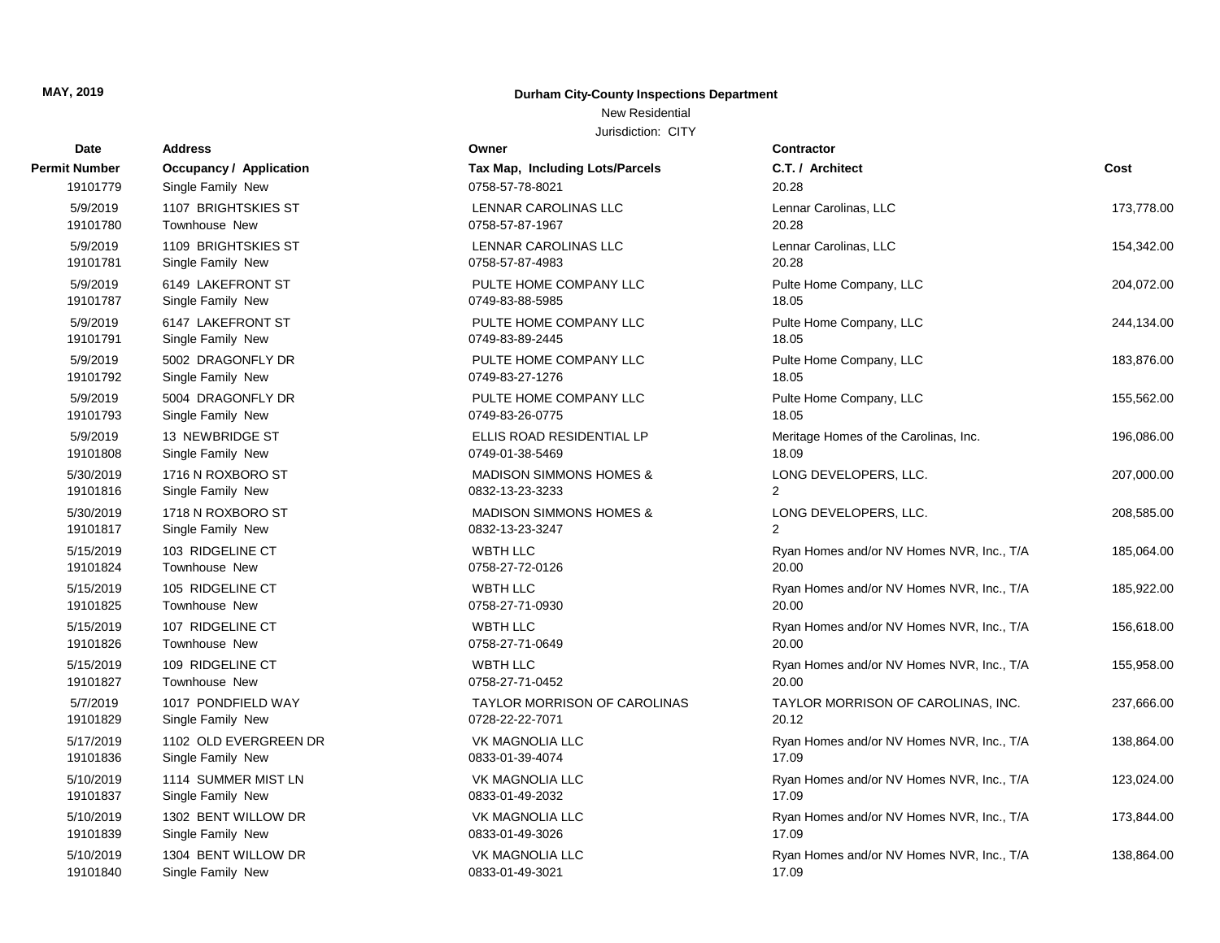**MAY, 2019**

**Durham City-County Inspections Department**

New Residential

Jurisdiction: CITY

| Date<br>Permit Number | Address<br>Occupancy / Application | Owner<br>Tax Map, Including Lots/Parcels | Contractor<br>C.T. / Architect | Cost |
|---|---|---|---|---|
| 19101779 | Single Family New | 0758-57-78-8021 | 20.28 | |
| 5/9/2019 | 1107 BRIGHTSKIES ST | LENNAR CAROLINAS LLC | Lennar Carolinas, LLC | 173,778.00 |
| 19101780 | Townhouse New | 0758-57-87-1967 | 20.28 | |
| 5/9/2019 | 1109 BRIGHTSKIES ST | LENNAR CAROLINAS LLC | Lennar Carolinas, LLC | 154,342.00 |
| 19101781 | Single Family New | 0758-57-87-4983 | 20.28 | |
| 5/9/2019 | 6149 LAKEFRONT ST | PULTE HOME COMPANY LLC | Pulte Home Company, LLC | 204,072.00 |
| 19101787 | Single Family New | 0749-83-88-5985 | 18.05 | |
| 5/9/2019 | 6147 LAKEFRONT ST | PULTE HOME COMPANY LLC | Pulte Home Company, LLC | 244,134.00 |
| 19101791 | Single Family New | 0749-83-89-2445 | 18.05 | |
| 5/9/2019 | 5002 DRAGONFLY DR | PULTE HOME COMPANY LLC | Pulte Home Company, LLC | 183,876.00 |
| 19101792 | Single Family New | 0749-83-27-1276 | 18.05 | |
| 5/9/2019 | 5004 DRAGONFLY DR | PULTE HOME COMPANY LLC | Pulte Home Company, LLC | 155,562.00 |
| 19101793 | Single Family New | 0749-83-26-0775 | 18.05 | |
| 5/9/2019 | 13 NEWBRIDGE ST | ELLIS ROAD RESIDENTIAL LP | Meritage Homes of the Carolinas, Inc. | 196,086.00 |
| 19101808 | Single Family New | 0749-01-38-5469 | 18.09 | |
| 5/30/2019 | 1716 N ROXBORO ST | MADISON SIMMONS HOMES & | LONG DEVELOPERS, LLC. | 207,000.00 |
| 19101816 | Single Family New | 0832-13-23-3233 | 2 | |
| 5/30/2019 | 1718 N ROXBORO ST | MADISON SIMMONS HOMES & | LONG DEVELOPERS, LLC. | 208,585.00 |
| 19101817 | Single Family New | 0832-13-23-3247 | 2 | |
| 5/15/2019 | 103 RIDGELINE CT | WBTH LLC | Ryan Homes and/or NV Homes NVR, Inc., T/A | 185,064.00 |
| 19101824 | Townhouse New | 0758-27-72-0126 | 20.00 | |
| 5/15/2019 | 105 RIDGELINE CT | WBTH LLC | Ryan Homes and/or NV Homes NVR, Inc., T/A | 185,922.00 |
| 19101825 | Townhouse New | 0758-27-71-0930 | 20.00 | |
| 5/15/2019 | 107 RIDGELINE CT | WBTH LLC | Ryan Homes and/or NV Homes NVR, Inc., T/A | 156,618.00 |
| 19101826 | Townhouse New | 0758-27-71-0649 | 20.00 | |
| 5/15/2019 | 109 RIDGELINE CT | WBTH LLC | Ryan Homes and/or NV Homes NVR, Inc., T/A | 155,958.00 |
| 19101827 | Townhouse New | 0758-27-71-0452 | 20.00 | |
| 5/7/2019 | 1017 PONDFIELD WAY | TAYLOR MORRISON OF CAROLINAS | TAYLOR MORRISON OF CAROLINAS, INC. | 237,666.00 |
| 19101829 | Single Family New | 0728-22-22-7071 | 20.12 | |
| 5/17/2019 | 1102 OLD EVERGREEN DR | VK MAGNOLIA LLC | Ryan Homes and/or NV Homes NVR, Inc., T/A | 138,864.00 |
| 19101836 | Single Family New | 0833-01-39-4074 | 17.09 | |
| 5/10/2019 | 1114 SUMMER MIST LN | VK MAGNOLIA LLC | Ryan Homes and/or NV Homes NVR, Inc., T/A | 123,024.00 |
| 19101837 | Single Family New | 0833-01-49-2032 | 17.09 | |
| 5/10/2019 | 1302 BENT WILLOW DR | VK MAGNOLIA LLC | Ryan Homes and/or NV Homes NVR, Inc., T/A | 173,844.00 |
| 19101839 | Single Family New | 0833-01-49-3026 | 17.09 | |
| 5/10/2019 | 1304 BENT WILLOW DR | VK MAGNOLIA LLC | Ryan Homes and/or NV Homes NVR, Inc., T/A | 138,864.00 |
| 19101840 | Single Family New | 0833-01-49-3021 | 17.09 | |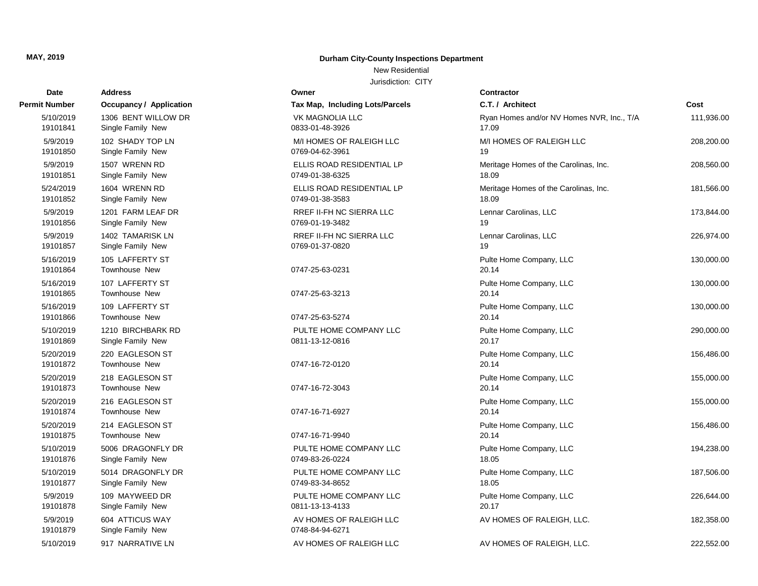MAY, 2019

**Durham City-County Inspections Department**

New Residential

Jurisdiction: CITY

| Date / Permit Number | Address / Occupancy / Application | Owner / Tax Map, Including Lots/Parcels | Contractor / C.T. / Architect | Cost |
|---|---|---|---|---|
| 5/10/2019<br>19101841 | 1306 BENT WILLOW DR<br>Single Family New | VK MAGNOLIA LLC<br>0833-01-48-3926 | Ryan Homes and/or NV Homes NVR, Inc., T/A<br>17.09 | 111,936.00 |
| 5/9/2019<br>19101850 | 102 SHADY TOP LN<br>Single Family New | M/I HOMES OF RALEIGH LLC<br>0769-04-62-3961 | M/I HOMES OF RALEIGH LLC<br>19 | 208,200.00 |
| 5/9/2019<br>19101851 | 1507 WRENN RD<br>Single Family New | ELLIS ROAD RESIDENTIAL LP<br>0749-01-38-6325 | Meritage Homes of the Carolinas, Inc.<br>18.09 | 208,560.00 |
| 5/24/2019<br>19101852 | 1604 WRENN RD<br>Single Family New | ELLIS ROAD RESIDENTIAL LP<br>0749-01-38-3583 | Meritage Homes of the Carolinas, Inc.<br>18.09 | 181,566.00 |
| 5/9/2019<br>19101856 | 1201 FARM LEAF DR<br>Single Family New | RREF II-FH NC SIERRA LLC<br>0769-01-19-3482 | Lennar Carolinas, LLC<br>19 | 173,844.00 |
| 5/9/2019<br>19101857 | 1402 TAMARISK LN<br>Single Family New | RREF II-FH NC SIERRA LLC<br>0769-01-37-0820 | Lennar Carolinas, LLC<br>19 | 226,974.00 |
| 5/16/2019<br>19101864 | 105 LAFFERTY ST<br>Townhouse New | 0747-25-63-0231 | Pulte Home Company, LLC<br>20.14 | 130,000.00 |
| 5/16/2019<br>19101865 | 107 LAFFERTY ST<br>Townhouse New | 0747-25-63-3213 | Pulte Home Company, LLC<br>20.14 | 130,000.00 |
| 5/16/2019<br>19101866 | 109 LAFFERTY ST<br>Townhouse New | 0747-25-63-5274 | Pulte Home Company, LLC<br>20.14 | 130,000.00 |
| 5/10/2019<br>19101869 | 1210 BIRCHBARK RD<br>Single Family New | PULTE HOME COMPANY LLC<br>0811-13-12-0816 | Pulte Home Company, LLC<br>20.17 | 290,000.00 |
| 5/20/2019<br>19101872 | 220 EAGLESON ST<br>Townhouse New | 0747-16-72-0120 | Pulte Home Company, LLC<br>20.14 | 156,486.00 |
| 5/20/2019<br>19101873 | 218 EAGLESON ST<br>Townhouse New | 0747-16-72-3043 | Pulte Home Company, LLC<br>20.14 | 155,000.00 |
| 5/20/2019<br>19101874 | 216 EAGLESON ST<br>Townhouse New | 0747-16-71-6927 | Pulte Home Company, LLC<br>20.14 | 155,000.00 |
| 5/20/2019<br>19101875 | 214 EAGLESON ST<br>Townhouse New | 0747-16-71-9940 | Pulte Home Company, LLC<br>20.14 | 156,486.00 |
| 5/10/2019<br>19101876 | 5006 DRAGONFLY DR<br>Single Family New | PULTE HOME COMPANY LLC<br>0749-83-26-0224 | Pulte Home Company, LLC<br>18.05 | 194,238.00 |
| 5/10/2019<br>19101877 | 5014 DRAGONFLY DR<br>Single Family New | PULTE HOME COMPANY LLC<br>0749-83-34-8652 | Pulte Home Company, LLC<br>18.05 | 187,506.00 |
| 5/9/2019<br>19101878 | 109 MAYWEED DR<br>Single Family New | PULTE HOME COMPANY LLC<br>0811-13-13-4133 | Pulte Home Company, LLC<br>20.17 | 226,644.00 |
| 5/9/2019<br>19101879 | 604 ATTICUS WAY<br>Single Family New | AV HOMES OF RALEIGH LLC<br>0748-84-94-6271 | AV HOMES OF RALEIGH, LLC. | 182,358.00 |
| 5/10/2019 | 917 NARRATIVE LN | AV HOMES OF RALEIGH LLC | AV HOMES OF RALEIGH, LLC. | 222,552.00 |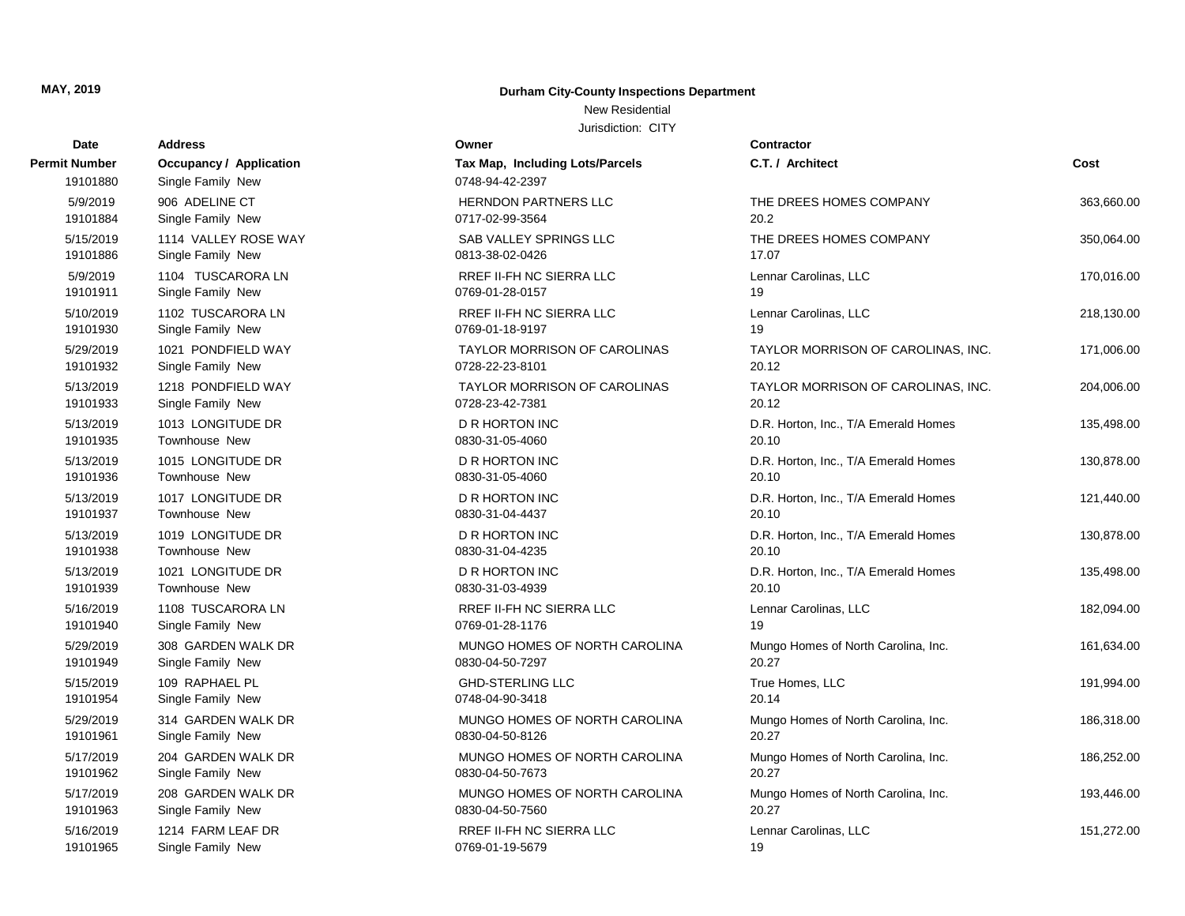**MAY, 2019**

**Durham City-County Inspections Department**

New Residential

Jurisdiction: CITY

| Date / Permit Number | Address / Occupancy / Application | Owner / Tax Map, Including Lots/Parcels | Contractor / C.T. / Architect | Cost |
|---|---|---|---|---|
| 19101880 | Single Family New | 0748-94-42-2397 | | |
| 5/9/2019 | 906 ADELINE CT | HERNDON PARTNERS LLC | THE DREES HOMES COMPANY | 363,660.00 |
| 19101884 | Single Family New | 0717-02-99-3564 | 20.2 | |
| 5/15/2019 | 1114 VALLEY ROSE WAY | SAB VALLEY SPRINGS LLC | THE DREES HOMES COMPANY | 350,064.00 |
| 19101886 | Single Family New | 0813-38-02-0426 | 17.07 | |
| 5/9/2019 | 1104 TUSCARORA LN | RREF II-FH NC SIERRA LLC | Lennar Carolinas, LLC | 170,016.00 |
| 19101911 | Single Family New | 0769-01-28-0157 | 19 | |
| 5/10/2019 | 1102 TUSCARORA LN | RREF II-FH NC SIERRA LLC | Lennar Carolinas, LLC | 218,130.00 |
| 19101930 | Single Family New | 0769-01-18-9197 | 19 | |
| 5/29/2019 | 1021 PONDFIELD WAY | TAYLOR MORRISON OF CAROLINAS | TAYLOR MORRISON OF CAROLINAS, INC. | 171,006.00 |
| 19101932 | Single Family New | 0728-22-23-8101 | 20.12 | |
| 5/13/2019 | 1218 PONDFIELD WAY | TAYLOR MORRISON OF CAROLINAS | TAYLOR MORRISON OF CAROLINAS, INC. | 204,006.00 |
| 19101933 | Single Family New | 0728-23-42-7381 | 20.12 | |
| 5/13/2019 | 1013 LONGITUDE DR | D R HORTON INC | D.R. Horton, Inc., T/A Emerald Homes | 135,498.00 |
| 19101935 | Townhouse New | 0830-31-05-4060 | 20.10 | |
| 5/13/2019 | 1015 LONGITUDE DR | D R HORTON INC | D.R. Horton, Inc., T/A Emerald Homes | 130,878.00 |
| 19101936 | Townhouse New | 0830-31-05-4060 | 20.10 | |
| 5/13/2019 | 1017 LONGITUDE DR | D R HORTON INC | D.R. Horton, Inc., T/A Emerald Homes | 121,440.00 |
| 19101937 | Townhouse New | 0830-31-04-4437 | 20.10 | |
| 5/13/2019 | 1019 LONGITUDE DR | D R HORTON INC | D.R. Horton, Inc., T/A Emerald Homes | 130,878.00 |
| 19101938 | Townhouse New | 0830-31-04-4235 | 20.10 | |
| 5/13/2019 | 1021 LONGITUDE DR | D R HORTON INC | D.R. Horton, Inc., T/A Emerald Homes | 135,498.00 |
| 19101939 | Townhouse New | 0830-31-03-4939 | 20.10 | |
| 5/16/2019 | 1108 TUSCARORA LN | RREF II-FH NC SIERRA LLC | Lennar Carolinas, LLC | 182,094.00 |
| 19101940 | Single Family New | 0769-01-28-1176 | 19 | |
| 5/29/2019 | 308 GARDEN WALK DR | MUNGO HOMES OF NORTH CAROLINA | Mungo Homes of North Carolina, Inc. | 161,634.00 |
| 19101949 | Single Family New | 0830-04-50-7297 | 20.27 | |
| 5/15/2019 | 109 RAPHAEL PL | GHD-STERLING LLC | True Homes, LLC | 191,994.00 |
| 19101954 | Single Family New | 0748-04-90-3418 | 20.14 | |
| 5/29/2019 | 314 GARDEN WALK DR | MUNGO HOMES OF NORTH CAROLINA | Mungo Homes of North Carolina, Inc. | 186,318.00 |
| 19101961 | Single Family New | 0830-04-50-8126 | 20.27 | |
| 5/17/2019 | 204 GARDEN WALK DR | MUNGO HOMES OF NORTH CAROLINA | Mungo Homes of North Carolina, Inc. | 186,252.00 |
| 19101962 | Single Family New | 0830-04-50-7673 | 20.27 | |
| 5/17/2019 | 208 GARDEN WALK DR | MUNGO HOMES OF NORTH CAROLINA | Mungo Homes of North Carolina, Inc. | 193,446.00 |
| 19101963 | Single Family New | 0830-04-50-7560 | 20.27 | |
| 5/16/2019 | 1214 FARM LEAF DR | RREF II-FH NC SIERRA LLC | Lennar Carolinas, LLC | 151,272.00 |
| 19101965 | Single Family New | 0769-01-19-5679 | 19 | |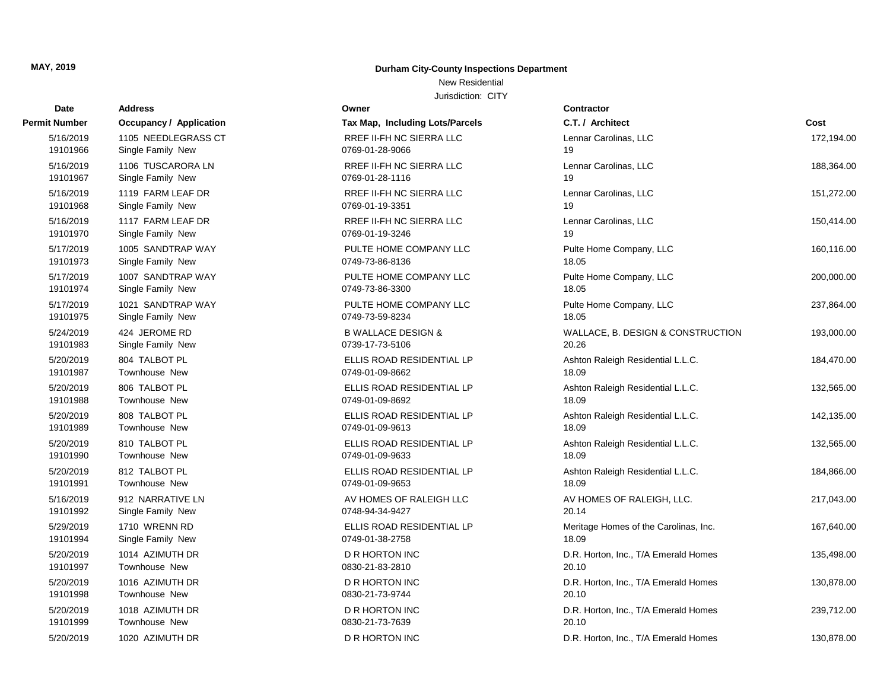MAY, 2019

**Durham City-County Inspections Department**

New Residential

Jurisdiction: CITY

| Date / Permit Number | Address / Occupancy / Application | Owner / Tax Map, Including Lots/Parcels | Contractor / C.T. / Architect | Cost |
|---|---|---|---|---|
| 5/16/2019<br>19101966 | 1105 NEEDLEGRASS CT<br>Single Family New | RREF II-FH NC SIERRA LLC<br>0769-01-28-9066 | Lennar Carolinas, LLC<br>19 | 172,194.00 |
| 5/16/2019<br>19101967 | 1106 TUSCARORA LN<br>Single Family New | RREF II-FH NC SIERRA LLC<br>0769-01-28-1116 | Lennar Carolinas, LLC<br>19 | 188,364.00 |
| 5/16/2019<br>19101968 | 1119 FARM LEAF DR<br>Single Family New | RREF II-FH NC SIERRA LLC<br>0769-01-19-3351 | Lennar Carolinas, LLC<br>19 | 151,272.00 |
| 5/16/2019<br>19101970 | 1117 FARM LEAF DR<br>Single Family New | RREF II-FH NC SIERRA LLC<br>0769-01-19-3246 | Lennar Carolinas, LLC<br>19 | 150,414.00 |
| 5/17/2019<br>19101973 | 1005 SANDTRAP WAY<br>Single Family New | PULTE HOME COMPANY LLC<br>0749-73-86-8136 | Pulte Home Company, LLC<br>18.05 | 160,116.00 |
| 5/17/2019<br>19101974 | 1007 SANDTRAP WAY<br>Single Family New | PULTE HOME COMPANY LLC<br>0749-73-86-3300 | Pulte Home Company, LLC<br>18.05 | 200,000.00 |
| 5/17/2019<br>19101975 | 1021 SANDTRAP WAY<br>Single Family New | PULTE HOME COMPANY LLC<br>0749-73-59-8234 | Pulte Home Company, LLC<br>18.05 | 237,864.00 |
| 5/24/2019<br>19101983 | 424 JEROME RD<br>Single Family New | B WALLACE DESIGN &<br>0739-17-73-5106 | WALLACE, B. DESIGN & CONSTRUCTION<br>20.26 | 193,000.00 |
| 5/20/2019<br>19101987 | 804 TALBOT PL<br>Townhouse New | ELLIS ROAD RESIDENTIAL LP<br>0749-01-09-8662 | Ashton Raleigh Residential L.L.C.<br>18.09 | 184,470.00 |
| 5/20/2019<br>19101988 | 806 TALBOT PL<br>Townhouse New | ELLIS ROAD RESIDENTIAL LP<br>0749-01-09-8692 | Ashton Raleigh Residential L.L.C.<br>18.09 | 132,565.00 |
| 5/20/2019<br>19101989 | 808 TALBOT PL<br>Townhouse New | ELLIS ROAD RESIDENTIAL LP<br>0749-01-09-9613 | Ashton Raleigh Residential L.L.C.<br>18.09 | 142,135.00 |
| 5/20/2019<br>19101990 | 810 TALBOT PL<br>Townhouse New | ELLIS ROAD RESIDENTIAL LP<br>0749-01-09-9633 | Ashton Raleigh Residential L.L.C.<br>18.09 | 132,565.00 |
| 5/20/2019<br>19101991 | 812 TALBOT PL<br>Townhouse New | ELLIS ROAD RESIDENTIAL LP<br>0749-01-09-9653 | Ashton Raleigh Residential L.L.C.<br>18.09 | 184,866.00 |
| 5/16/2019<br>19101992 | 912 NARRATIVE LN<br>Single Family New | AV HOMES OF RALEIGH LLC<br>0748-94-34-9427 | AV HOMES OF RALEIGH, LLC.<br>20.14 | 217,043.00 |
| 5/29/2019<br>19101994 | 1710 WRENN RD<br>Single Family New | ELLIS ROAD RESIDENTIAL LP<br>0749-01-38-2758 | Meritage Homes of the Carolinas, Inc.<br>18.09 | 167,640.00 |
| 5/20/2019<br>19101997 | 1014 AZIMUTH DR<br>Townhouse New | D R HORTON INC<br>0830-21-83-2810 | D.R. Horton, Inc., T/A Emerald Homes<br>20.10 | 135,498.00 |
| 5/20/2019<br>19101998 | 1016 AZIMUTH DR<br>Townhouse New | D R HORTON INC<br>0830-21-73-9744 | D.R. Horton, Inc., T/A Emerald Homes<br>20.10 | 130,878.00 |
| 5/20/2019<br>19101999 | 1018 AZIMUTH DR<br>Townhouse New | D R HORTON INC<br>0830-21-73-7639 | D.R. Horton, Inc., T/A Emerald Homes<br>20.10 | 239,712.00 |
| 5/20/2019 | 1020 AZIMUTH DR | D R HORTON INC | D.R. Horton, Inc., T/A Emerald Homes | 130,878.00 |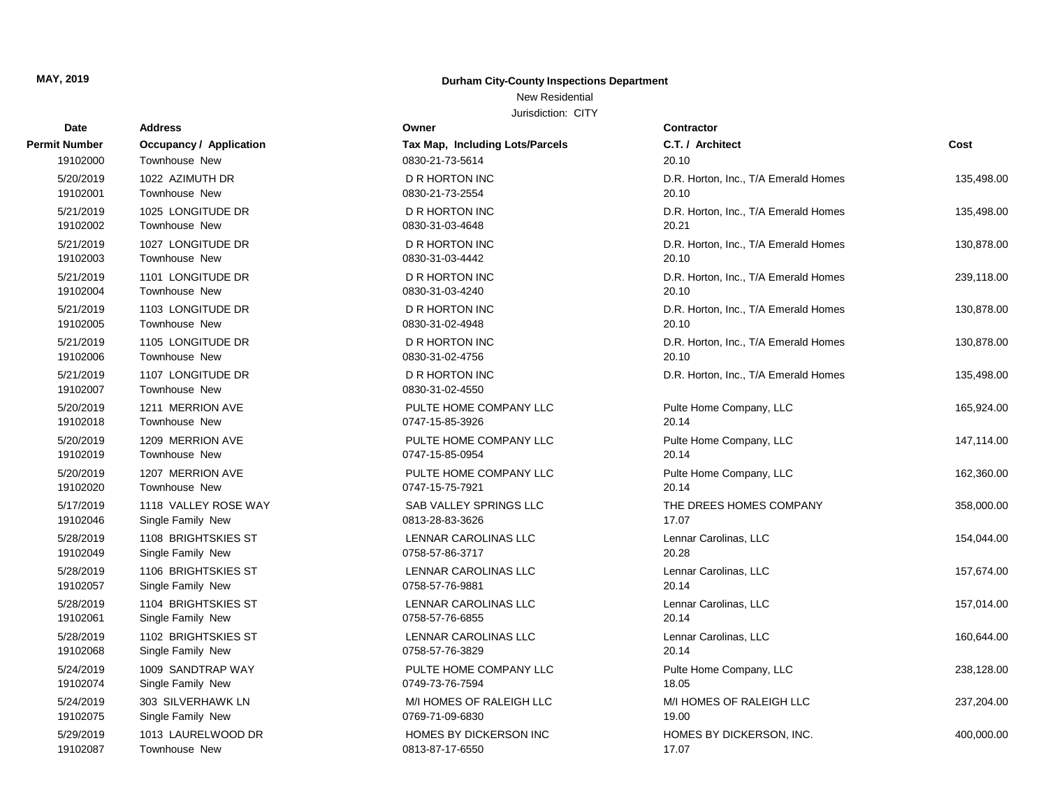**MAY, 2019**

**Durham City-County Inspections Department**

New Residential

Jurisdiction: CITY

| Date<br>Permit Number | Address<br>Occupancy / Application | Owner<br>Tax Map, Including Lots/Parcels | Contractor<br>C.T. / Architect | Cost |
|---|---|---|---|---|
| 19102000 | Townhouse New | 0830-21-73-5614 | 20.10 | |
| 5/20/2019 | 1022 AZIMUTH DR | D R HORTON INC | D.R. Horton, Inc., T/A Emerald Homes | 135,498.00 |
| 19102001 | Townhouse New | 0830-21-73-2554 | 20.10 | |
| 5/21/2019 | 1025 LONGITUDE DR | D R HORTON INC | D.R. Horton, Inc., T/A Emerald Homes | 135,498.00 |
| 19102002 | Townhouse New | 0830-31-03-4648 | 20.21 | |
| 5/21/2019 | 1027 LONGITUDE DR | D R HORTON INC | D.R. Horton, Inc., T/A Emerald Homes | 130,878.00 |
| 19102003 | Townhouse New | 0830-31-03-4442 | 20.10 | |
| 5/21/2019 | 1101 LONGITUDE DR | D R HORTON INC | D.R. Horton, Inc., T/A Emerald Homes | 239,118.00 |
| 19102004 | Townhouse New | 0830-31-03-4240 | 20.10 | |
| 5/21/2019 | 1103 LONGITUDE DR | D R HORTON INC | D.R. Horton, Inc., T/A Emerald Homes | 130,878.00 |
| 19102005 | Townhouse New | 0830-31-02-4948 | 20.10 | |
| 5/21/2019 | 1105 LONGITUDE DR | D R HORTON INC | D.R. Horton, Inc., T/A Emerald Homes | 130,878.00 |
| 19102006 | Townhouse New | 0830-31-02-4756 | 20.10 | |
| 5/21/2019 | 1107 LONGITUDE DR | D R HORTON INC | D.R. Horton, Inc., T/A Emerald Homes | 135,498.00 |
| 19102007 | Townhouse New | 0830-31-02-4550 | | |
| 5/20/2019 | 1211 MERRION AVE | PULTE HOME COMPANY LLC | Pulte Home Company, LLC | 165,924.00 |
| 19102018 | Townhouse New | 0747-15-85-3926 | 20.14 | |
| 5/20/2019 | 1209 MERRION AVE | PULTE HOME COMPANY LLC | Pulte Home Company, LLC | 147,114.00 |
| 19102019 | Townhouse New | 0747-15-85-0954 | 20.14 | |
| 5/20/2019 | 1207 MERRION AVE | PULTE HOME COMPANY LLC | Pulte Home Company, LLC | 162,360.00 |
| 19102020 | Townhouse New | 0747-15-75-7921 | 20.14 | |
| 5/17/2019 | 1118 VALLEY ROSE WAY | SAB VALLEY SPRINGS LLC | THE DREES HOMES COMPANY | 358,000.00 |
| 19102046 | Single Family New | 0813-28-83-3626 | 17.07 | |
| 5/28/2019 | 1108 BRIGHTSKIES ST | LENNAR CAROLINAS LLC | Lennar Carolinas, LLC | 154,044.00 |
| 19102049 | Single Family New | 0758-57-86-3717 | 20.28 | |
| 5/28/2019 | 1106 BRIGHTSKIES ST | LENNAR CAROLINAS LLC | Lennar Carolinas, LLC | 157,674.00 |
| 19102057 | Single Family New | 0758-57-76-9881 | 20.14 | |
| 5/28/2019 | 1104 BRIGHTSKIES ST | LENNAR CAROLINAS LLC | Lennar Carolinas, LLC | 157,014.00 |
| 19102061 | Single Family New | 0758-57-76-6855 | 20.14 | |
| 5/28/2019 | 1102 BRIGHTSKIES ST | LENNAR CAROLINAS LLC | Lennar Carolinas, LLC | 160,644.00 |
| 19102068 | Single Family New | 0758-57-76-3829 | 20.14 | |
| 5/24/2019 | 1009 SANDTRAP WAY | PULTE HOME COMPANY LLC | Pulte Home Company, LLC | 238,128.00 |
| 19102074 | Single Family New | 0749-73-76-7594 | 18.05 | |
| 5/24/2019 | 303 SILVERHAWK LN | M/I HOMES OF RALEIGH LLC | M/I HOMES OF RALEIGH LLC | 237,204.00 |
| 19102075 | Single Family New | 0769-71-09-6830 | 19.00 | |
| 5/29/2019 | 1013 LAURELWOOD DR | HOMES BY DICKERSON INC | HOMES BY DICKERSON, INC. | 400,000.00 |
| 19102087 | Townhouse New | 0813-87-17-6550 | 17.07 | |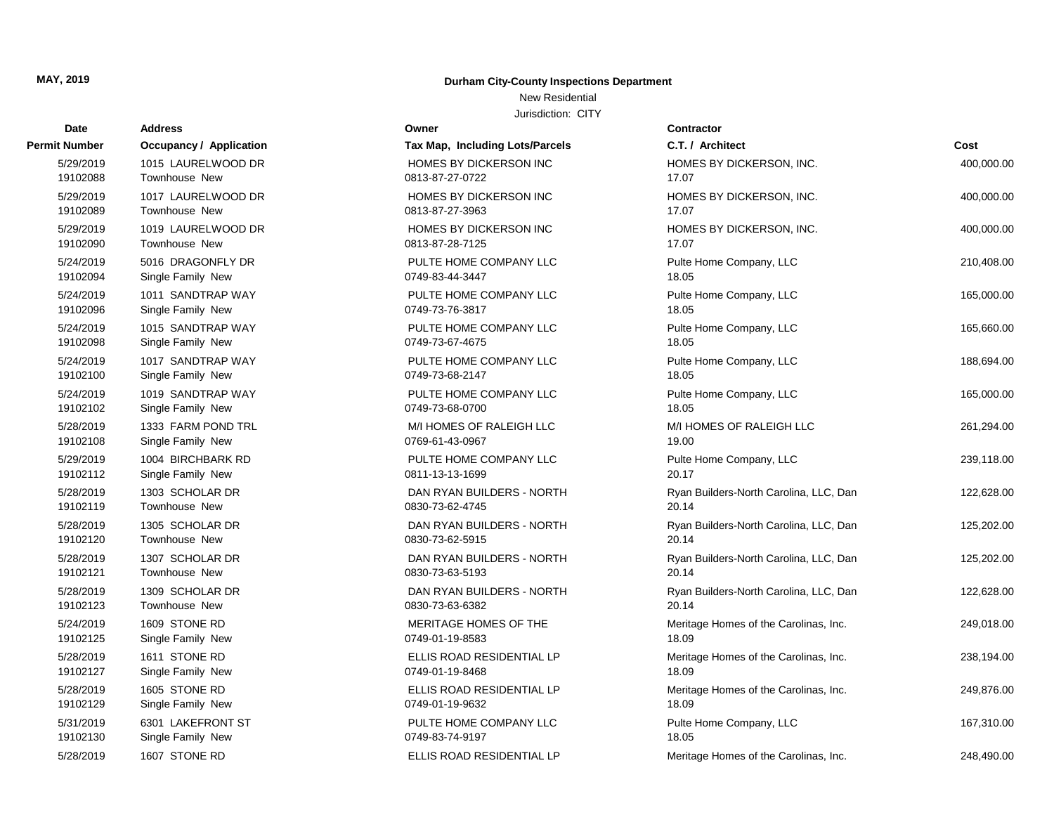**MAY, 2019**

**Durham City-County Inspections Department**

New Residential

Jurisdiction: CITY

| Date / Permit Number | Address / Occupancy / Application | Owner / Tax Map, Including Lots/Parcels | Contractor / C.T. / Architect | Cost |
|---|---|---|---|---|
| 5/29/2019<br>19102088 | 1015 LAURELWOOD DR<br>Townhouse New | HOMES BY DICKERSON INC<br>0813-87-27-0722 | HOMES BY DICKERSON, INC.<br>17.07 | 400,000.00 |
| 5/29/2019<br>19102089 | 1017 LAURELWOOD DR<br>Townhouse New | HOMES BY DICKERSON INC<br>0813-87-27-3963 | HOMES BY DICKERSON, INC.<br>17.07 | 400,000.00 |
| 5/29/2019<br>19102090 | 1019 LAURELWOOD DR<br>Townhouse New | HOMES BY DICKERSON INC<br>0813-87-28-7125 | HOMES BY DICKERSON, INC.<br>17.07 | 400,000.00 |
| 5/24/2019<br>19102094 | 5016 DRAGONFLY DR<br>Single Family New | PULTE HOME COMPANY LLC<br>0749-83-44-3447 | Pulte Home Company, LLC<br>18.05 | 210,408.00 |
| 5/24/2019<br>19102096 | 1011 SANDTRAP WAY<br>Single Family New | PULTE HOME COMPANY LLC<br>0749-73-76-3817 | Pulte Home Company, LLC<br>18.05 | 165,000.00 |
| 5/24/2019<br>19102098 | 1015 SANDTRAP WAY<br>Single Family New | PULTE HOME COMPANY LLC<br>0749-73-67-4675 | Pulte Home Company, LLC<br>18.05 | 165,660.00 |
| 5/24/2019<br>19102100 | 1017 SANDTRAP WAY<br>Single Family New | PULTE HOME COMPANY LLC<br>0749-73-68-2147 | Pulte Home Company, LLC<br>18.05 | 188,694.00 |
| 5/24/2019<br>19102102 | 1019 SANDTRAP WAY<br>Single Family New | PULTE HOME COMPANY LLC<br>0749-73-68-0700 | Pulte Home Company, LLC<br>18.05 | 165,000.00 |
| 5/28/2019<br>19102108 | 1333 FARM POND TRL<br>Single Family New | M/I HOMES OF RALEIGH LLC<br>0769-61-43-0967 | M/I HOMES OF RALEIGH LLC<br>19.00 | 261,294.00 |
| 5/29/2019<br>19102112 | 1004 BIRCHBARK RD<br>Single Family New | PULTE HOME COMPANY LLC<br>0811-13-13-1699 | Pulte Home Company, LLC<br>20.17 | 239,118.00 |
| 5/28/2019<br>19102119 | 1303 SCHOLAR DR<br>Townhouse New | DAN RYAN BUILDERS - NORTH<br>0830-73-62-4745 | Ryan Builders-North Carolina, LLC, Dan<br>20.14 | 122,628.00 |
| 5/28/2019<br>19102120 | 1305 SCHOLAR DR<br>Townhouse New | DAN RYAN BUILDERS - NORTH<br>0830-73-62-5915 | Ryan Builders-North Carolina, LLC, Dan<br>20.14 | 125,202.00 |
| 5/28/2019<br>19102121 | 1307 SCHOLAR DR<br>Townhouse New | DAN RYAN BUILDERS - NORTH<br>0830-73-63-5193 | Ryan Builders-North Carolina, LLC, Dan<br>20.14 | 125,202.00 |
| 5/28/2019<br>19102123 | 1309 SCHOLAR DR<br>Townhouse New | DAN RYAN BUILDERS - NORTH<br>0830-73-63-6382 | Ryan Builders-North Carolina, LLC, Dan<br>20.14 | 122,628.00 |
| 5/24/2019<br>19102125 | 1609 STONE RD<br>Single Family New | MERITAGE HOMES OF THE<br>0749-01-19-8583 | Meritage Homes of the Carolinas, Inc.<br>18.09 | 249,018.00 |
| 5/28/2019<br>19102127 | 1611 STONE RD<br>Single Family New | ELLIS ROAD RESIDENTIAL LP<br>0749-01-19-8468 | Meritage Homes of the Carolinas, Inc.<br>18.09 | 238,194.00 |
| 5/28/2019<br>19102129 | 1605 STONE RD<br>Single Family New | ELLIS ROAD RESIDENTIAL LP<br>0749-01-19-9632 | Meritage Homes of the Carolinas, Inc.<br>18.09 | 249,876.00 |
| 5/31/2019<br>19102130 | 6301 LAKEFRONT ST<br>Single Family New | PULTE HOME COMPANY LLC<br>0749-83-74-9197 | Pulte Home Company, LLC<br>18.05 | 167,310.00 |
| 5/28/2019 | 1607 STONE RD | ELLIS ROAD RESIDENTIAL LP | Meritage Homes of the Carolinas, Inc. | 248,490.00 |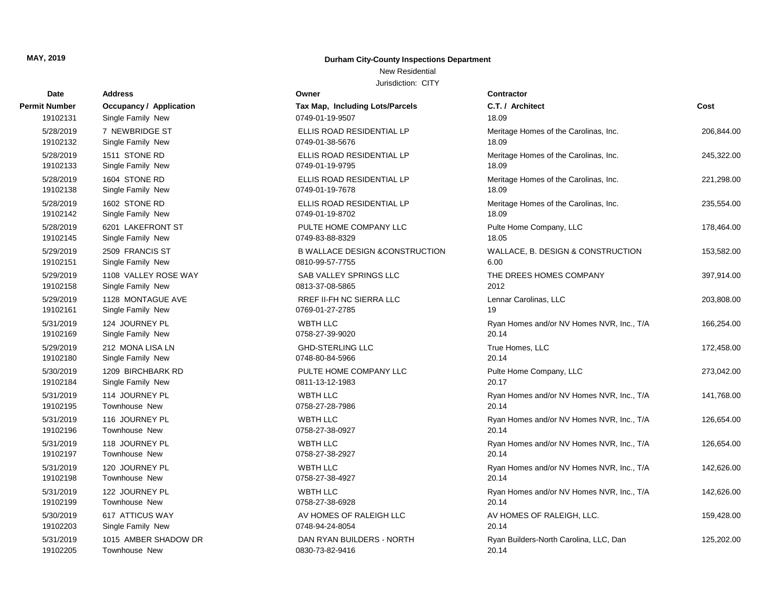**MAY, 2019**

**Durham City-County Inspections Department**

New Residential

Jurisdiction: CITY

| Date | Address | Owner | Contractor | |
|---|---|---|---|---|
| **Permit Number** | **Occupancy / Application** | **Tax Map, Including Lots/Parcels** | **C.T. / Architect** | **Cost** |
| 19102131 | Single Family New | 0749-01-19-9507 | 18.09 | |
| 5/28/2019 | 7 NEWBRIDGE ST | ELLIS ROAD RESIDENTIAL LP | Meritage Homes of the Carolinas, Inc. | 206,844.00 |
| 19102132 | Single Family New | 0749-01-38-5676 | 18.09 | |
| 5/28/2019 | 1511 STONE RD | ELLIS ROAD RESIDENTIAL LP | Meritage Homes of the Carolinas, Inc. | 245,322.00 |
| 19102133 | Single Family New | 0749-01-19-9795 | 18.09 | |
| 5/28/2019 | 1604 STONE RD | ELLIS ROAD RESIDENTIAL LP | Meritage Homes of the Carolinas, Inc. | 221,298.00 |
| 19102138 | Single Family New | 0749-01-19-7678 | 18.09 | |
| 5/28/2019 | 1602 STONE RD | ELLIS ROAD RESIDENTIAL LP | Meritage Homes of the Carolinas, Inc. | 235,554.00 |
| 19102142 | Single Family New | 0749-01-19-8702 | 18.09 | |
| 5/28/2019 | 6201 LAKEFRONT ST | PULTE HOME COMPANY LLC | Pulte Home Company, LLC | 178,464.00 |
| 19102145 | Single Family New | 0749-83-88-8329 | 18.05 | |
| 5/29/2019 | 2509 FRANCIS ST | B WALLACE DESIGN &CONSTRUCTION | WALLACE, B. DESIGN & CONSTRUCTION | 153,582.00 |
| 19102151 | Single Family New | 0810-99-57-7755 | 6.00 | |
| 5/29/2019 | 1108 VALLEY ROSE WAY | SAB VALLEY SPRINGS LLC | THE DREES HOMES COMPANY | 397,914.00 |
| 19102158 | Single Family New | 0813-37-08-5865 | 2012 | |
| 5/29/2019 | 1128 MONTAGUE AVE | RREF II-FH NC SIERRA LLC | Lennar Carolinas, LLC | 203,808.00 |
| 19102161 | Single Family New | 0769-01-27-2785 | 19 | |
| 5/31/2019 | 124 JOURNEY PL | WBTH LLC | Ryan Homes and/or NV Homes NVR, Inc., T/A | 166,254.00 |
| 19102169 | Single Family New | 0758-27-39-9020 | 20.14 | |
| 5/29/2019 | 212 MONA LISA LN | GHD-STERLING LLC | True Homes, LLC | 172,458.00 |
| 19102180 | Single Family New | 0748-80-84-5966 | 20.14 | |
| 5/30/2019 | 1209 BIRCHBARK RD | PULTE HOME COMPANY LLC | Pulte Home Company, LLC | 273,042.00 |
| 19102184 | Single Family New | 0811-13-12-1983 | 20.17 | |
| 5/31/2019 | 114 JOURNEY PL | WBTH LLC | Ryan Homes and/or NV Homes NVR, Inc., T/A | 141,768.00 |
| 19102195 | Townhouse New | 0758-27-28-7986 | 20.14 | |
| 5/31/2019 | 116 JOURNEY PL | WBTH LLC | Ryan Homes and/or NV Homes NVR, Inc., T/A | 126,654.00 |
| 19102196 | Townhouse New | 0758-27-38-0927 | 20.14 | |
| 5/31/2019 | 118 JOURNEY PL | WBTH LLC | Ryan Homes and/or NV Homes NVR, Inc., T/A | 126,654.00 |
| 19102197 | Townhouse New | 0758-27-38-2927 | 20.14 | |
| 5/31/2019 | 120 JOURNEY PL | WBTH LLC | Ryan Homes and/or NV Homes NVR, Inc., T/A | 142,626.00 |
| 19102198 | Townhouse New | 0758-27-38-4927 | 20.14 | |
| 5/31/2019 | 122 JOURNEY PL | WBTH LLC | Ryan Homes and/or NV Homes NVR, Inc., T/A | 142,626.00 |
| 19102199 | Townhouse New | 0758-27-38-6928 | 20.14 | |
| 5/30/2019 | 617 ATTICUS WAY | AV HOMES OF RALEIGH LLC | AV HOMES OF RALEIGH, LLC. | 159,428.00 |
| 19102203 | Single Family New | 0748-94-24-8054 | 20.14 | |
| 5/31/2019 | 1015 AMBER SHADOW DR | DAN RYAN BUILDERS - NORTH | Ryan Builders-North Carolina, LLC, Dan | 125,202.00 |
| 19102205 | Townhouse New | 0830-73-82-9416 | 20.14 | |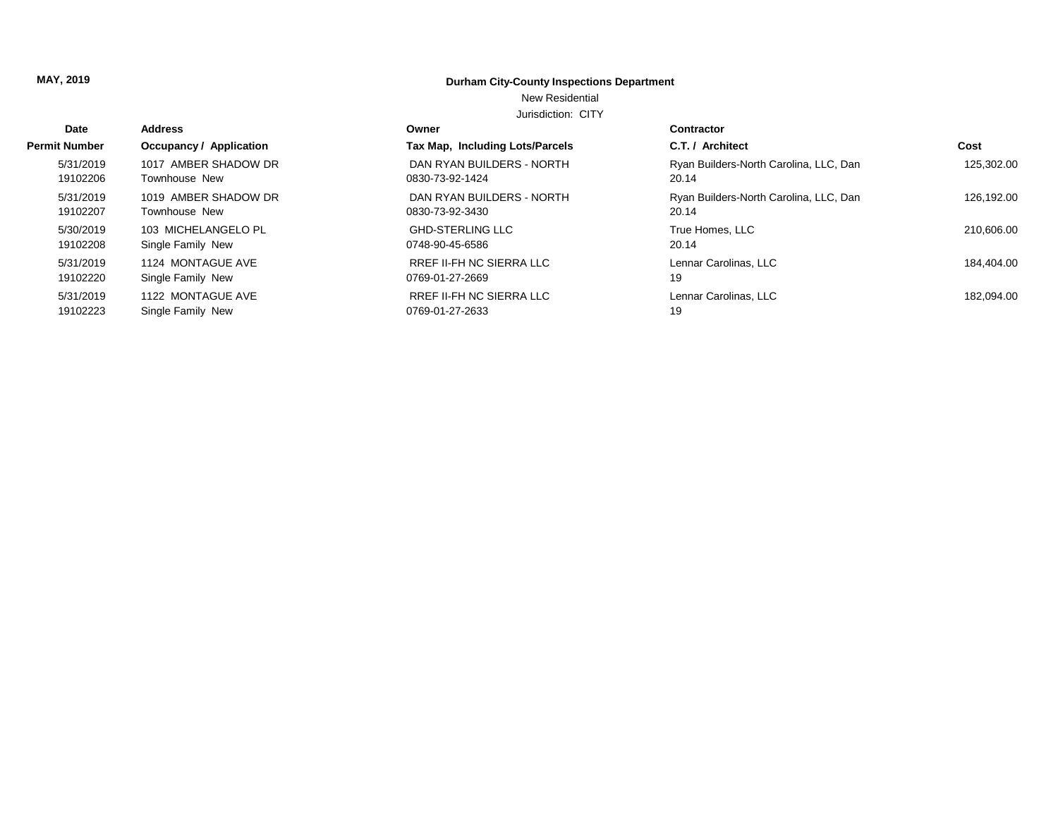MAY, 2019

**Durham City-County Inspections Department**

New Residential

Jurisdiction: CITY

| Date<br>Permit Number | Address<br>Occupancy / Application | Owner<br>Tax Map, Including Lots/Parcels | Contractor<br>C.T. / Architect | Cost |
|---|---|---|---|---|
| 5/31/2019<br>19102206 | 1017 AMBER SHADOW DR<br>Townhouse New | DAN RYAN BUILDERS - NORTH<br>0830-73-92-1424 | Ryan Builders-North Carolina, LLC, Dan<br>20.14 | 125,302.00 |
| 5/31/2019<br>19102207 | 1019 AMBER SHADOW DR<br>Townhouse New | DAN RYAN BUILDERS - NORTH<br>0830-73-92-3430 | Ryan Builders-North Carolina, LLC, Dan<br>20.14 | 126,192.00 |
| 5/30/2019<br>19102208 | 103 MICHELANGELO PL<br>Single Family New | GHD-STERLING LLC<br>0748-90-45-6586 | True Homes, LLC<br>20.14 | 210,606.00 |
| 5/31/2019<br>19102220 | 1124 MONTAGUE AVE<br>Single Family New | RREF II-FH NC SIERRA LLC<br>0769-01-27-2669 | Lennar Carolinas, LLC<br>19 | 184,404.00 |
| 5/31/2019<br>19102223 | 1122 MONTAGUE AVE<br>Single Family New | RREF II-FH NC SIERRA LLC<br>0769-01-27-2633 | Lennar Carolinas, LLC<br>19 | 182,094.00 |